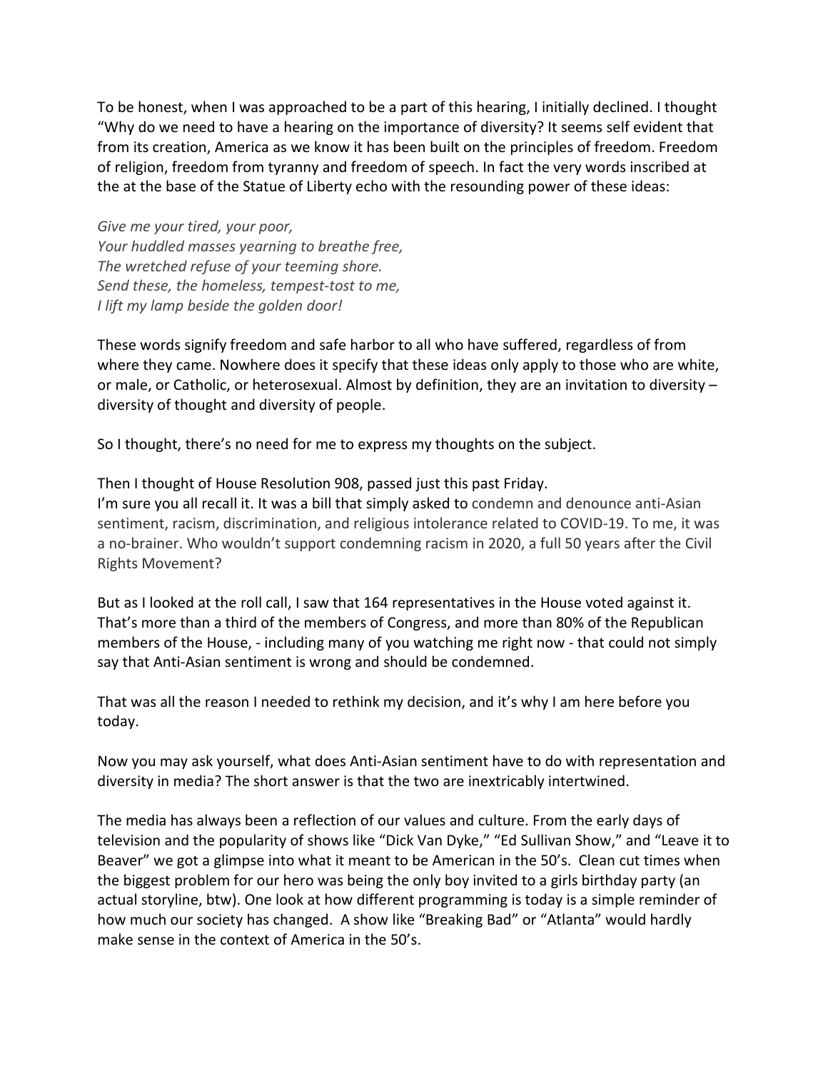To be honest, when I was approached to be a part of this hearing, I initially declined. I thought "Why do we need to have a hearing on the importance of diversity? It seems self evident that from its creation, America as we know it has been built on the principles of freedom. Freedom of religion, freedom from tyranny and freedom of speech. In fact the very words inscribed at the at the base of the Statue of Liberty echo with the resounding power of these ideas:

*Give me your tired, your poor,*
*Your huddled masses yearning to breathe free,*
*The wretched refuse of your teeming shore.*
*Send these, the homeless, tempest-tost to me,*
*I lift my lamp beside the golden door!*

These words signify freedom and safe harbor to all who have suffered, regardless of from where they came. Nowhere does it specify that these ideas only apply to those who are white, or male, or Catholic, or heterosexual. Almost by definition, they are an invitation to diversity – diversity of thought and diversity of people.

So I thought, there's no need for me to express my thoughts on the subject.

Then I thought of House Resolution 908, passed just this past Friday.
I'm sure you all recall it. It was a bill that simply asked to condemn and denounce anti-Asian sentiment, racism, discrimination, and religious intolerance related to COVID-19. To me, it was a no-brainer. Who wouldn't support condemning racism in 2020, a full 50 years after the Civil Rights Movement?

But as I looked at the roll call, I saw that 164 representatives in the House voted against it. That's more than a third of the members of Congress, and more than 80% of the Republican members of the House, - including many of you watching me right now - that could not simply say that Anti-Asian sentiment is wrong and should be condemned.

That was all the reason I needed to rethink my decision, and it's why I am here before you today.

Now you may ask yourself, what does Anti-Asian sentiment have to do with representation and diversity in media? The short answer is that the two are inextricably intertwined.

The media has always been a reflection of our values and culture. From the early days of television and the popularity of shows like "Dick Van Dyke," "Ed Sullivan Show," and "Leave it to Beaver" we got a glimpse into what it meant to be American in the 50's. Clean cut times when the biggest problem for our hero was being the only boy invited to a girls birthday party (an actual storyline, btw). One look at how different programming is today is a simple reminder of how much our society has changed. A show like "Breaking Bad" or "Atlanta" would hardly make sense in the context of America in the 50's.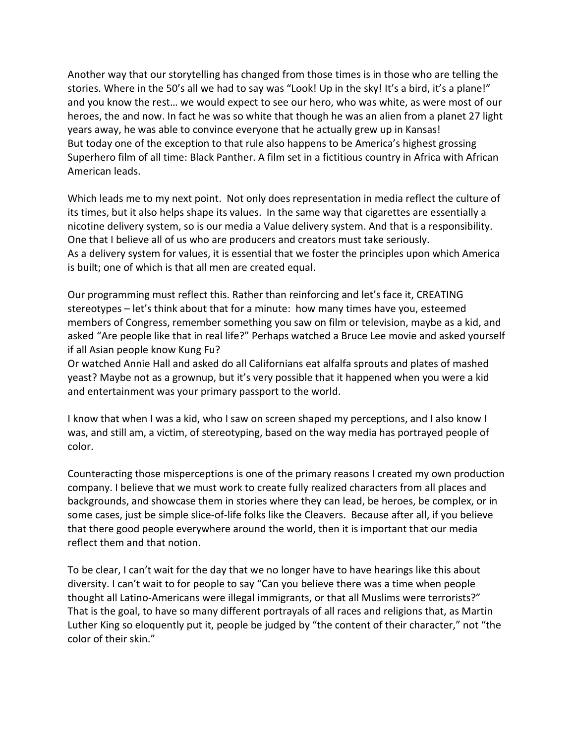Another way that our storytelling has changed from those times is in those who are telling the stories. Where in the 50's all we had to say was "Look! Up in the sky! It's a bird, it's a plane!" and you know the rest… we would expect to see our hero, who was white, as were most of our heroes, the and now. In fact he was so white that though he was an alien from a planet 27 light years away, he was able to convince everyone that he actually grew up in Kansas!
But today one of the exception to that rule also happens to be America's highest grossing Superhero film of all time: Black Panther. A film set in a fictitious country in Africa with African American leads.

Which leads me to my next point. Not only does representation in media reflect the culture of its times, but it also helps shape its values. In the same way that cigarettes are essentially a nicotine delivery system, so is our media a Value delivery system. And that is a responsibility. One that I believe all of us who are producers and creators must take seriously.
As a delivery system for values, it is essential that we foster the principles upon which America is built; one of which is that all men are created equal.

Our programming must reflect this. Rather than reinforcing and let's face it, CREATING stereotypes – let's think about that for a minute: how many times have you, esteemed members of Congress, remember something you saw on film or television, maybe as a kid, and asked "Are people like that in real life?" Perhaps watched a Bruce Lee movie and asked yourself if all Asian people know Kung Fu?
Or watched Annie Hall and asked do all Californians eat alfalfa sprouts and plates of mashed yeast? Maybe not as a grownup, but it's very possible that it happened when you were a kid and entertainment was your primary passport to the world.

I know that when I was a kid, who I saw on screen shaped my perceptions, and I also know I was, and still am, a victim, of stereotyping, based on the way media has portrayed people of color.

Counteracting those misperceptions is one of the primary reasons I created my own production company. I believe that we must work to create fully realized characters from all places and backgrounds, and showcase them in stories where they can lead, be heroes, be complex, or in some cases, just be simple slice-of-life folks like the Cleavers. Because after all, if you believe that there good people everywhere around the world, then it is important that our media reflect them and that notion.

To be clear, I can't wait for the day that we no longer have to have hearings like this about diversity. I can't wait to for people to say "Can you believe there was a time when people thought all Latino-Americans were illegal immigrants, or that all Muslims were terrorists?" That is the goal, to have so many different portrayals of all races and religions that, as Martin Luther King so eloquently put it, people be judged by "the content of their character," not "the color of their skin."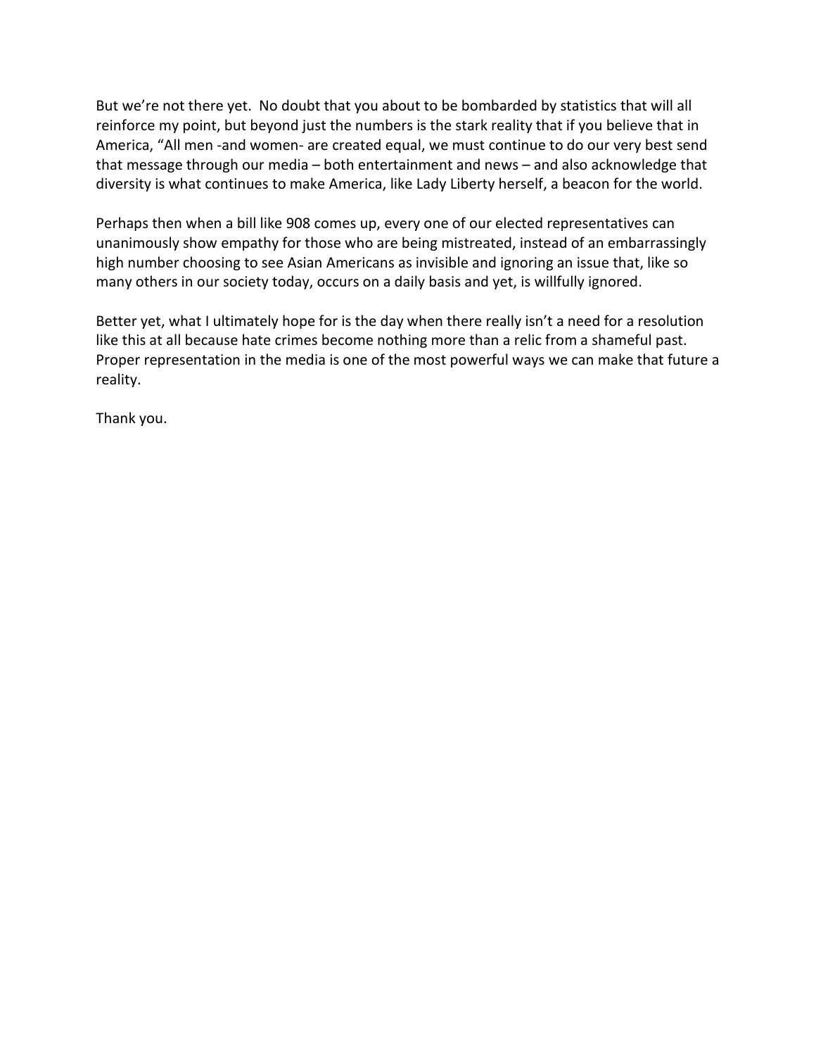But we're not there yet. No doubt that you about to be bombarded by statistics that will all reinforce my point, but beyond just the numbers is the stark reality that if you believe that in America, "All men -and women- are created equal, we must continue to do our very best send that message through our media – both entertainment and news – and also acknowledge that diversity is what continues to make America, like Lady Liberty herself, a beacon for the world.

Perhaps then when a bill like 908 comes up, every one of our elected representatives can unanimously show empathy for those who are being mistreated, instead of an embarrassingly high number choosing to see Asian Americans as invisible and ignoring an issue that, like so many others in our society today, occurs on a daily basis and yet, is willfully ignored.

Better yet, what I ultimately hope for is the day when there really isn't a need for a resolution like this at all because hate crimes become nothing more than a relic from a shameful past. Proper representation in the media is one of the most powerful ways we can make that future a reality.

Thank you.